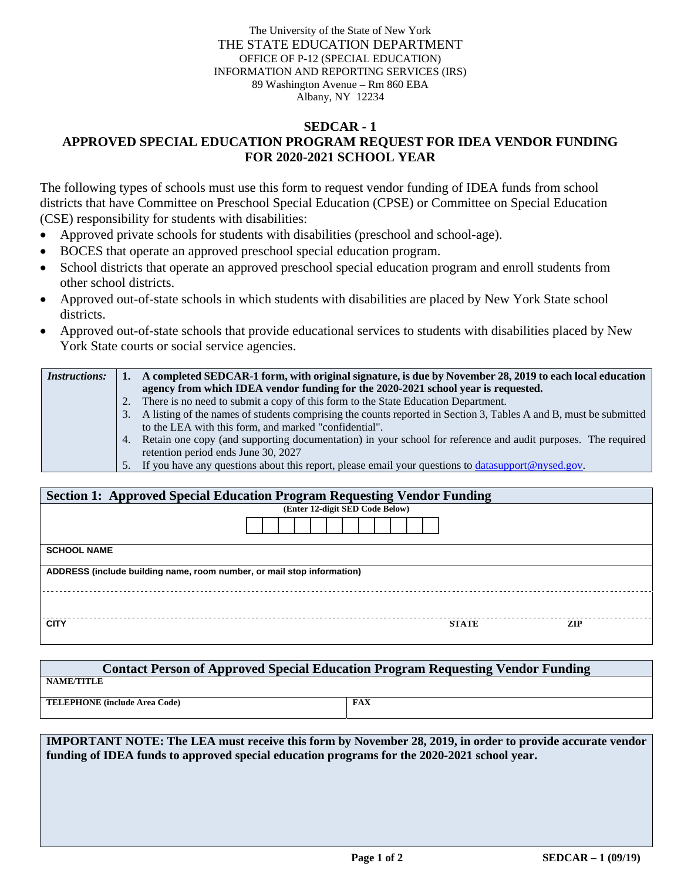The University of the State of New York
THE STATE EDUCATION DEPARTMENT
OFFICE OF P-12 (SPECIAL EDUCATION)
INFORMATION AND REPORTING SERVICES (IRS)
89 Washington Avenue – Rm 860 EBA
Albany, NY 12234

# SEDCAR - 1
# APPROVED SPECIAL EDUCATION PROGRAM REQUEST FOR IDEA VENDOR FUNDING FOR 2020-2021 SCHOOL YEAR

The following types of schools must use this form to request vendor funding of IDEA funds from school districts that have Committee on Preschool Special Education (CPSE) or Committee on Special Education (CSE) responsibility for students with disabilities:

- Approved private schools for students with disabilities (preschool and school-age).
- BOCES that operate an approved preschool special education program.
- School districts that operate an approved preschool special education program and enroll students from other school districts.
- Approved out-of-state schools in which students with disabilities are placed by New York State school districts.
- Approved out-of-state schools that provide educational services to students with disabilities placed by New York State courts or social service agencies.

| *Instructions:* | |
|---|---|
| | **1. A completed SEDCAR-1 form, with original signature, is due by November 28, 2019 to each local education agency from which IDEA vendor funding for the 2020-2021 school year is requested.** |
| | 2. There is no need to submit a copy of this form to the State Education Department. |
| | 3. A listing of the names of students comprising the counts reported in Section 3, Tables A and B, must be submitted to the LEA with this form, and marked "confidential". |
| | 4. Retain one copy (and supporting documentation) in your school for reference and audit purposes. The required retention period ends June 30, 2027 |
| | 5. If you have any questions about this report, please email your questions to datasupport@nysed.gov. |

## Section 1: Approved Special Education Program Requesting Vendor Funding

| **(Enter 12-digit SED Code Below)** | | |
|---|---|---|
| | | |
| **SCHOOL NAME** | | |
| **ADDRESS (include building name, room number, or mail stop information)** | | |
| | | |
| **CITY** | **STATE** | **ZIP** |

## Contact Person of Approved Special Education Program Requesting Vendor Funding

| **NAME/TITLE** | |
|---|---|
| **TELEPHONE (include Area Code)** | **FAX** |

**IMPORTANT NOTE: The LEA must receive this form by November 28, 2019, in order to provide accurate vendor funding of IDEA funds to approved special education programs for the 2020-2021 school year.**

SEDCAR – 1 (09/19)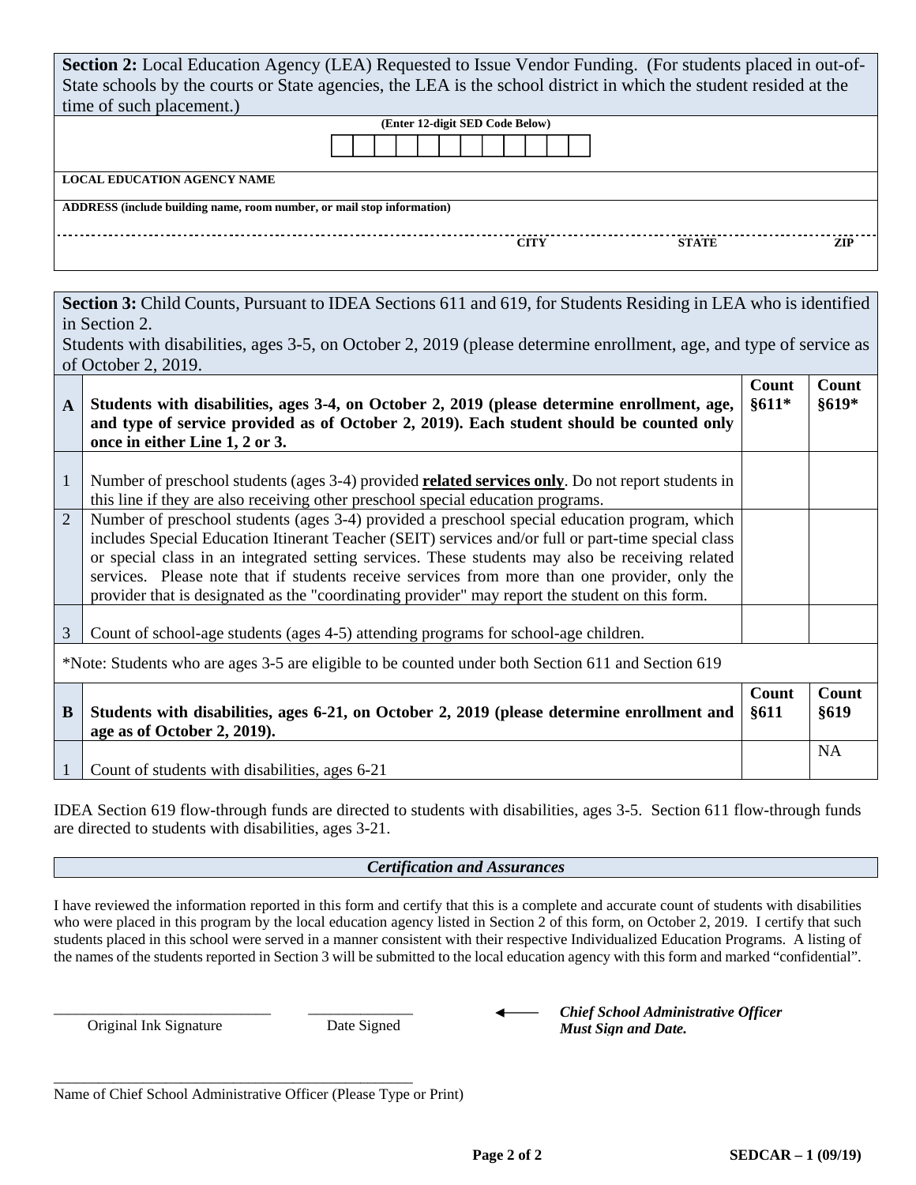**Section 2:** Local Education Agency (LEA) Requested to Issue Vendor Funding. (For students placed in out-of-State schools by the courts or State agencies, the LEA is the school district in which the student resided at the time of such placement.)

**(Enter 12-digit SED Code Below)**

| | | | | | | | | | | | |
|---|---|---|---|---|---|---|---|---|---|---|---|
| | | | | | | | | | | | |

**LOCAL EDUCATION AGENCY NAME**

**ADDRESS (include building name, room number, or mail stop information)**

**CITY** **STATE** **ZIP**

**Section 3:** Child Counts, Pursuant to IDEA Sections 611 and 619, for Students Residing in LEA who is identified in Section 2.
Students with disabilities, ages 3-5, on October 2, 2019 (please determine enrollment, age, and type of service as of October 2, 2019.

| | | | |
|---|---|---|---|
| **A** | **Students with disabilities, ages 3-4, on October 2, 2019 (please determine enrollment, age, and type of service provided as of October 2, 2019). Each student should be counted only once in either Line 1, 2 or 3.** | **Count §611*** | **Count §619*** |
| 1 | Number of preschool students (ages 3-4) provided **related services only**. Do not report students in this line if they are also receiving other preschool special education programs. | | |
| 2 | Number of preschool students (ages 3-4) provided a preschool special education program, which includes Special Education Itinerant Teacher (SEIT) services and/or full or part-time special class or special class in an integrated setting services. These students may also be receiving related services. Please note that if students receive services from more than one provider, only the provider that is designated as the "coordinating provider" may report the student on this form. | | |
| 3 | Count of school-age students (ages 4-5) attending programs for school-age children. | | |
| | *Note: Students who are ages 3-5 are eligible to be counted under both Section 611 and Section 619 | | |
| **B** | **Students with disabilities, ages 6-21, on October 2, 2019 (please determine enrollment and age as of October 2, 2019).** | **Count §611** | **Count §619** |
| 1 | Count of students with disabilities, ages 6-21 | | NA |

IDEA Section 619 flow-through funds are directed to students with disabilities, ages 3-5. Section 611 flow-through funds are directed to students with disabilities, ages 3-21.

***Certification and Assurances***

I have reviewed the information reported in this form and certify that this is a complete and accurate count of students with disabilities who were placed in this program by the local education agency listed in Section 2 of this form, on October 2, 2019. I certify that such students placed in this school were served in a manner consistent with their respective Individualized Education Programs. A listing of the names of the students reported in Section 3 will be submitted to the local education agency with this form and marked "confidential".

_____________________________ Original Ink Signature

______________ Date Signed

← ***Chief School Administrative Officer Must Sign and Date.***

__________________________________________________
Name of Chief School Administrative Officer (Please Type or Print)

**SEDCAR – 1 (09/19)**